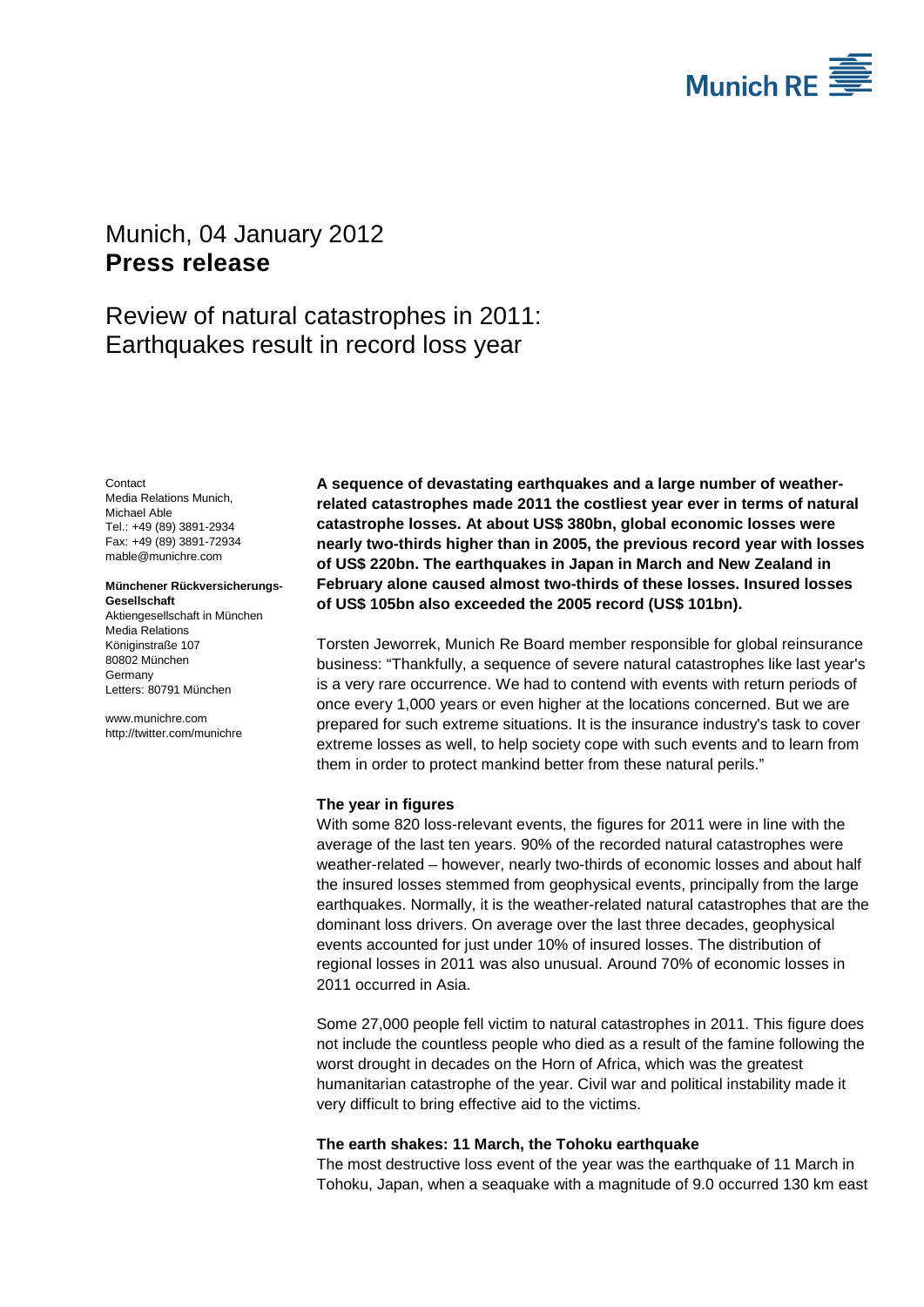Munich, 04 January 2012
# Press release

## Review of natural catastrophes in 2011: Earthquakes result in record loss year

Contact
Media Relations Munich,
Michael Able
Tel.: +49 (89) 3891-2934
Fax: +49 (89) 3891-72934
mable@munichre.com

**Münchener Rückversicherungs-Gesellschaft**
Aktiengesellschaft in München
Media Relations
Königinstraße 107
80802 München
Germany
Letters: 80791 München

www.munichre.com
http://twitter.com/munichre

**A sequence of devastating earthquakes and a large number of weather-related catastrophes made 2011 the costliest year ever in terms of natural catastrophe losses. At about US$ 380bn, global economic losses were nearly two-thirds higher than in 2005, the previous record year with losses of US$ 220bn. The earthquakes in Japan in March and New Zealand in February alone caused almost two-thirds of these losses. Insured losses of US$ 105bn also exceeded the 2005 record (US$ 101bn).**

Torsten Jeworrek, Munich Re Board member responsible for global reinsurance business: "Thankfully, a sequence of severe natural catastrophes like last year's is a very rare occurrence. We had to contend with events with return periods of once every 1,000 years or even higher at the locations concerned. But we are prepared for such extreme situations. It is the insurance industry's task to cover extreme losses as well, to help society cope with such events and to learn from them in order to protect mankind better from these natural perils."

**The year in figures**
With some 820 loss-relevant events, the figures for 2011 were in line with the average of the last ten years. 90% of the recorded natural catastrophes were weather-related – however, nearly two-thirds of economic losses and about half the insured losses stemmed from geophysical events, principally from the large earthquakes. Normally, it is the weather-related natural catastrophes that are the dominant loss drivers. On average over the last three decades, geophysical events accounted for just under 10% of insured losses. The distribution of regional losses in 2011 was also unusual. Around 70% of economic losses in 2011 occurred in Asia.

Some 27,000 people fell victim to natural catastrophes in 2011. This figure does not include the countless people who died as a result of the famine following the worst drought in decades on the Horn of Africa, which was the greatest humanitarian catastrophe of the year. Civil war and political instability made it very difficult to bring effective aid to the victims.

**The earth shakes: 11 March, the Tohoku earthquake**
The most destructive loss event of the year was the earthquake of 11 March in Tohoku, Japan, when a seaquake with a magnitude of 9.0 occurred 130 km east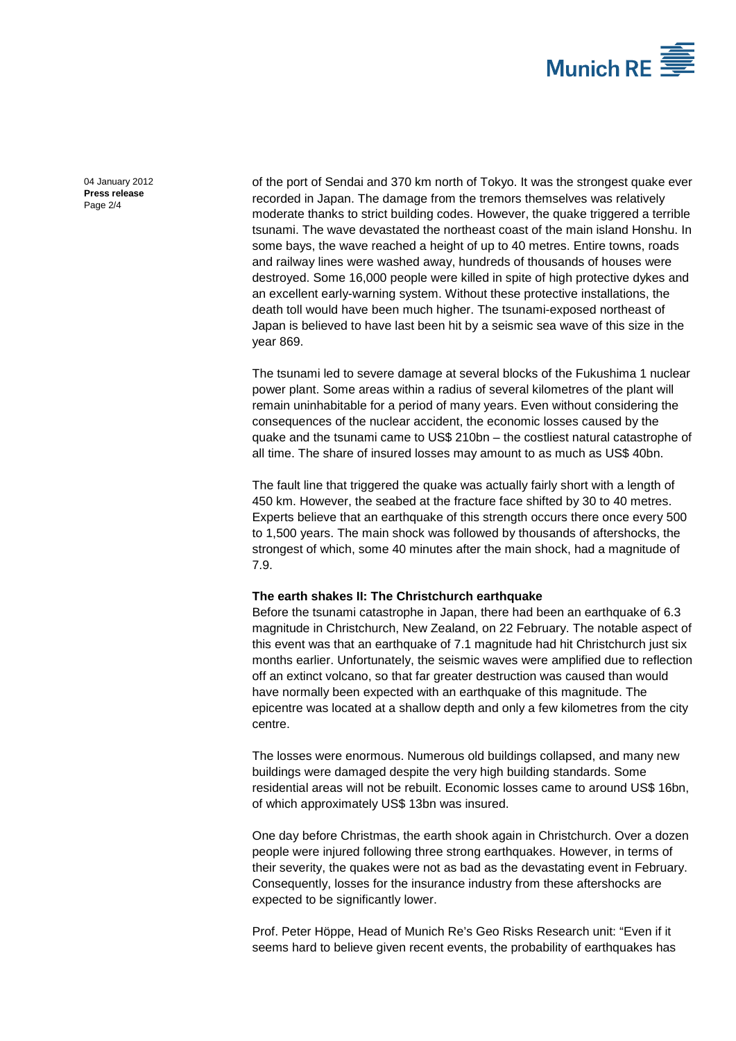of the port of Sendai and 370 km north of Tokyo. It was the strongest quake ever recorded in Japan. The damage from the tremors themselves was relatively moderate thanks to strict building codes. However, the quake triggered a terrible tsunami. The wave devastated the northeast coast of the main island Honshu. In some bays, the wave reached a height of up to 40 metres. Entire towns, roads and railway lines were washed away, hundreds of thousands of houses were destroyed. Some 16,000 people were killed in spite of high protective dykes and an excellent early-warning system. Without these protective installations, the death toll would have been much higher. The tsunami-exposed northeast of Japan is believed to have last been hit by a seismic sea wave of this size in the year 869.

The tsunami led to severe damage at several blocks of the Fukushima 1 nuclear power plant. Some areas within a radius of several kilometres of the plant will remain uninhabitable for a period of many years. Even without considering the consequences of the nuclear accident, the economic losses caused by the quake and the tsunami came to US$ 210bn – the costliest natural catastrophe of all time. The share of insured losses may amount to as much as US$ 40bn.

The fault line that triggered the quake was actually fairly short with a length of 450 km. However, the seabed at the fracture face shifted by 30 to 40 metres. Experts believe that an earthquake of this strength occurs there once every 500 to 1,500 years. The main shock was followed by thousands of aftershocks, the strongest of which, some 40 minutes after the main shock, had a magnitude of 7.9.

**The earth shakes II: The Christchurch earthquake**

Before the tsunami catastrophe in Japan, there had been an earthquake of 6.3 magnitude in Christchurch, New Zealand, on 22 February. The notable aspect of this event was that an earthquake of 7.1 magnitude had hit Christchurch just six months earlier. Unfortunately, the seismic waves were amplified due to reflection off an extinct volcano, so that far greater destruction was caused than would have normally been expected with an earthquake of this magnitude. The epicentre was located at a shallow depth and only a few kilometres from the city centre.

The losses were enormous. Numerous old buildings collapsed, and many new buildings were damaged despite the very high building standards. Some residential areas will not be rebuilt. Economic losses came to around US$ 16bn, of which approximately US$ 13bn was insured.

One day before Christmas, the earth shook again in Christchurch. Over a dozen people were injured following three strong earthquakes. However, in terms of their severity, the quakes were not as bad as the devastating event in February. Consequently, losses for the insurance industry from these aftershocks are expected to be significantly lower.

Prof. Peter Höppe, Head of Munich Re's Geo Risks Research unit: "Even if it seems hard to believe given recent events, the probability of earthquakes has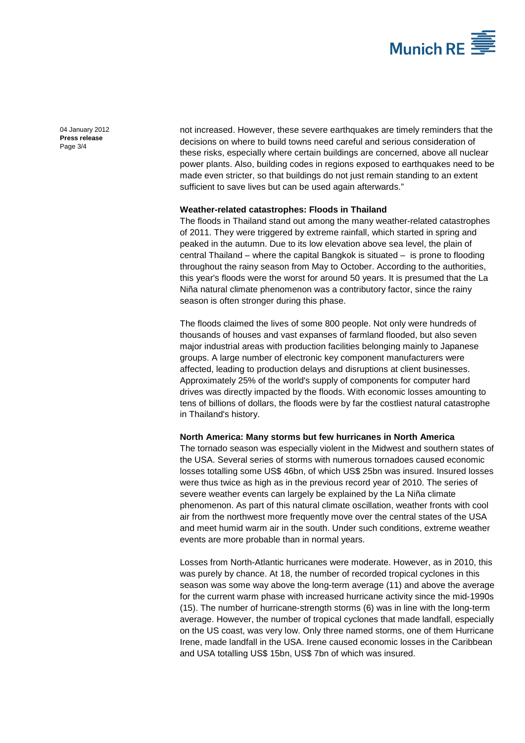not increased. However, these severe earthquakes are timely reminders that the decisions on where to build towns need careful and serious consideration of these risks, especially where certain buildings are concerned, above all nuclear power plants. Also, building codes in regions exposed to earthquakes need to be made even stricter, so that buildings do not just remain standing to an extent sufficient to save lives but can be used again afterwards."

**Weather-related catastrophes: Floods in Thailand**

The floods in Thailand stand out among the many weather-related catastrophes of 2011. They were triggered by extreme rainfall, which started in spring and peaked in the autumn. Due to its low elevation above sea level, the plain of central Thailand – where the capital Bangkok is situated – is prone to flooding throughout the rainy season from May to October. According to the authorities, this year's floods were the worst for around 50 years. It is presumed that the La Niña natural climate phenomenon was a contributory factor, since the rainy season is often stronger during this phase.

The floods claimed the lives of some 800 people. Not only were hundreds of thousands of houses and vast expanses of farmland flooded, but also seven major industrial areas with production facilities belonging mainly to Japanese groups. A large number of electronic key component manufacturers were affected, leading to production delays and disruptions at client businesses. Approximately 25% of the world's supply of components for computer hard drives was directly impacted by the floods. With economic losses amounting to tens of billions of dollars, the floods were by far the costliest natural catastrophe in Thailand's history.

**North America: Many storms but few hurricanes in North America**

The tornado season was especially violent in the Midwest and southern states of the USA. Several series of storms with numerous tornadoes caused economic losses totalling some US$ 46bn, of which US$ 25bn was insured. Insured losses were thus twice as high as in the previous record year of 2010. The series of severe weather events can largely be explained by the La Niña climate phenomenon. As part of this natural climate oscillation, weather fronts with cool air from the northwest more frequently move over the central states of the USA and meet humid warm air in the south. Under such conditions, extreme weather events are more probable than in normal years.

Losses from North-Atlantic hurricanes were moderate. However, as in 2010, this was purely by chance. At 18, the number of recorded tropical cyclones in this season was some way above the long-term average (11) and above the average for the current warm phase with increased hurricane activity since the mid-1990s (15). The number of hurricane-strength storms (6) was in line with the long-term average. However, the number of tropical cyclones that made landfall, especially on the US coast, was very low. Only three named storms, one of them Hurricane Irene, made landfall in the USA. Irene caused economic losses in the Caribbean and USA totalling US$ 15bn, US$ 7bn of which was insured.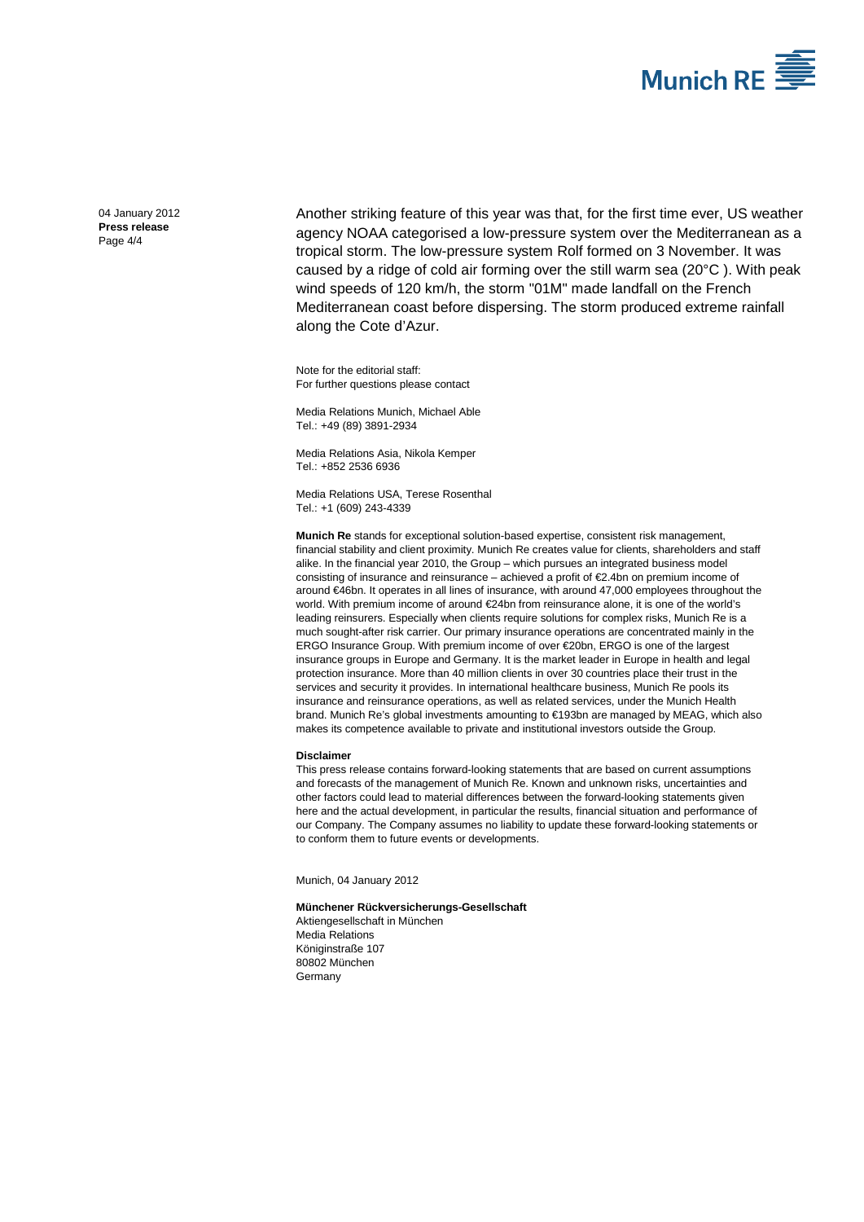Another striking feature of this year was that, for the first time ever, US weather agency NOAA categorised a low-pressure system over the Mediterranean as a tropical storm. The low-pressure system Rolf formed on 3 November. It was caused by a ridge of cold air forming over the still warm sea (20°C ). With peak wind speeds of 120 km/h, the storm "01M" made landfall on the French Mediterranean coast before dispersing. The storm produced extreme rainfall along the Cote d'Azur.

Note for the editorial staff:
For further questions please contact

Media Relations Munich, Michael Able
Tel.: +49 (89) 3891-2934

Media Relations Asia, Nikola Kemper
Tel.: +852 2536 6936

Media Relations USA, Terese Rosenthal
Tel.: +1 (609) 243-4339

**Munich Re** stands for exceptional solution-based expertise, consistent risk management, financial stability and client proximity. Munich Re creates value for clients, shareholders and staff alike. In the financial year 2010, the Group – which pursues an integrated business model consisting of insurance and reinsurance – achieved a profit of €2.4bn on premium income of around €46bn. It operates in all lines of insurance, with around 47,000 employees throughout the world. With premium income of around €24bn from reinsurance alone, it is one of the world's leading reinsurers. Especially when clients require solutions for complex risks, Munich Re is a much sought-after risk carrier. Our primary insurance operations are concentrated mainly in the ERGO Insurance Group. With premium income of over €20bn, ERGO is one of the largest insurance groups in Europe and Germany. It is the market leader in Europe in health and legal protection insurance. More than 40 million clients in over 30 countries place their trust in the services and security it provides. In international healthcare business, Munich Re pools its insurance and reinsurance operations, as well as related services, under the Munich Health brand. Munich Re's global investments amounting to €193bn are managed by MEAG, which also makes its competence available to private and institutional investors outside the Group.

**Disclaimer**

This press release contains forward-looking statements that are based on current assumptions and forecasts of the management of Munich Re. Known and unknown risks, uncertainties and other factors could lead to material differences between the forward-looking statements given here and the actual development, in particular the results, financial situation and performance of our Company. The Company assumes no liability to update these forward-looking statements or to conform them to future events or developments.

Munich, 04 January 2012

**Münchener Rückversicherungs-Gesellschaft**
Aktiengesellschaft in München
Media Relations
Königinstraße 107
80802 München
Germany